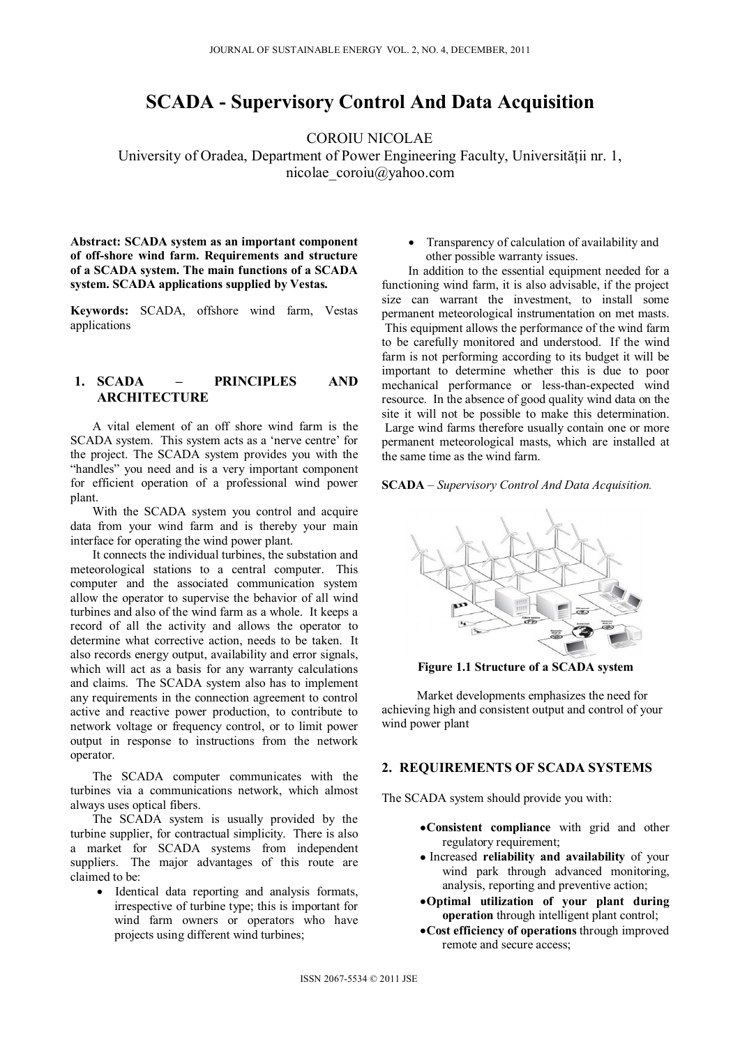# SCADA - Supervisory Control And Data Acquisition

COROIU NICOLAE

University of Oradea, Department of Power Engineering Faculty, Universității nr. 1, nicolae_coroiu@yahoo.com

**Abstract: SCADA system as an important component of off-shore wind farm. Requirements and structure of a SCADA system. The main functions of a SCADA system. SCADA applications supplied by Vestas.**

**Keywords:** SCADA, offshore wind farm, Vestas applications

## 1. SCADA – PRINCIPLES AND ARCHITECTURE

A vital element of an off shore wind farm is the SCADA system. This system acts as a 'nerve centre' for the project. The SCADA system provides you with the "handles" you need and is a very important component for efficient operation of a professional wind power plant.

With the SCADA system you control and acquire data from your wind farm and is thereby your main interface for operating the wind power plant.

It connects the individual turbines, the substation and meteorological stations to a central computer. This computer and the associated communication system allow the operator to supervise the behavior of all wind turbines and also of the wind farm as a whole. It keeps a record of all the activity and allows the operator to determine what corrective action, needs to be taken. It also records energy output, availability and error signals, which will act as a basis for any warranty calculations and claims. The SCADA system also has to implement any requirements in the connection agreement to control active and reactive power production, to contribute to network voltage or frequency control, or to limit power output in response to instructions from the network operator.

The SCADA computer communicates with the turbines via a communications network, which almost always uses optical fibers.

The SCADA system is usually provided by the turbine supplier, for contractual simplicity. There is also a market for SCADA systems from independent suppliers. The major advantages of this route are claimed to be:

- Identical data reporting and analysis formats, irrespective of turbine type; this is important for wind farm owners or operators who have projects using different wind turbines;
- Transparency of calculation of availability and other possible warranty issues.

In addition to the essential equipment needed for a functioning wind farm, it is also advisable, if the project size can warrant the investment, to install some permanent meteorological instrumentation on met masts. This equipment allows the performance of the wind farm to be carefully monitored and understood. If the wind farm is not performing according to its budget it will be important to determine whether this is due to poor mechanical performance or less-than-expected wind resource. In the absence of good quality wind data on the site it will not be possible to make this determination. Large wind farms therefore usually contain one or more permanent meteorological masts, which are installed at the same time as the wind farm.

**SCADA** – *Supervisory Control And Data Acquisition.*

**Figure 1.1 Structure of a SCADA system**

Market developments emphasizes the need for achieving high and consistent output and control of your wind power plant

## 2. REQUIREMENTS OF SCADA SYSTEMS

The SCADA system should provide you with:

- **Consistent compliance** with grid and other regulatory requirement;
- Increased **reliability and availability** of your wind park through advanced monitoring, analysis, reporting and preventive action;
- **Optimal utilization of your plant during operation** through intelligent plant control;
- **Cost efficiency of operations** through improved remote and secure access;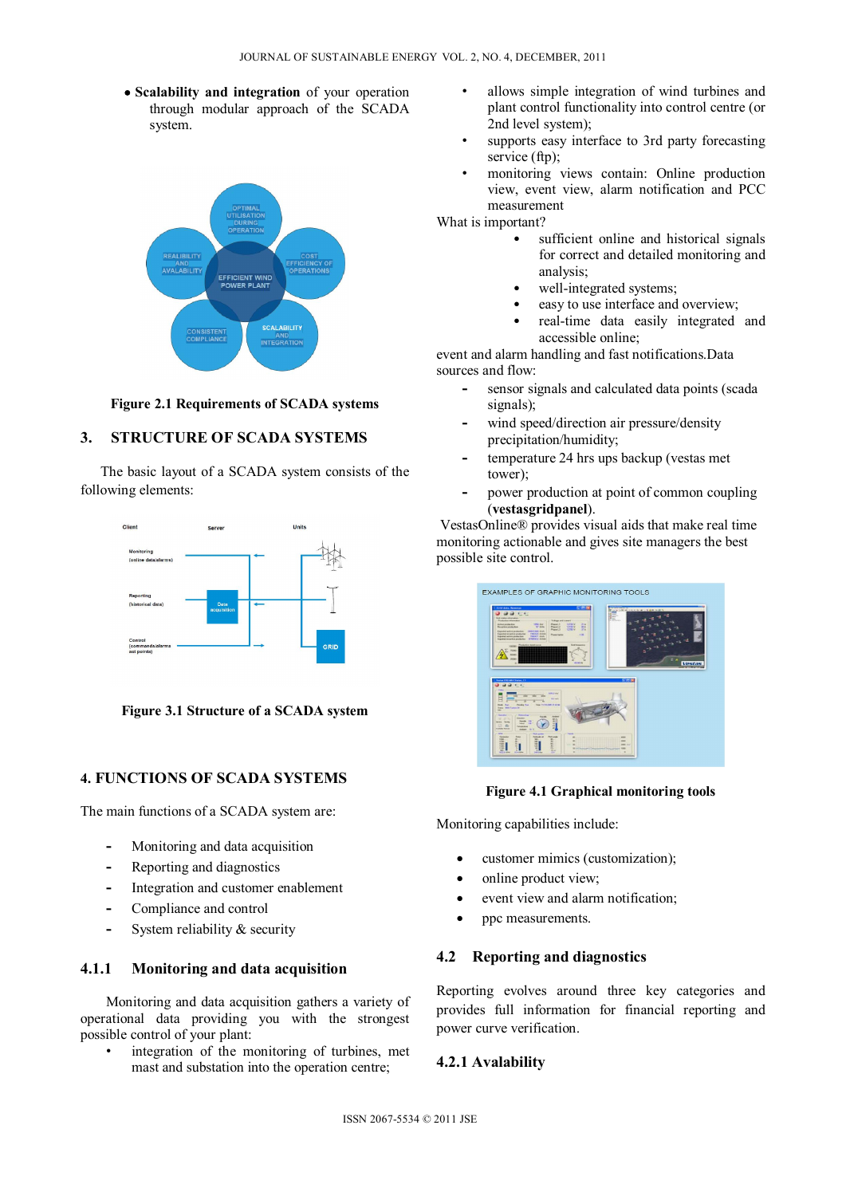- **Scalability and integration** of your operation through modular approach of the SCADA system.

Figure 2.1 Requirements of SCADA systems

## 3. STRUCTURE OF SCADA SYSTEMS

The basic layout of a SCADA system consists of the following elements:

Figure 3.1 Structure of a SCADA system

## 4. FUNCTIONS OF SCADA SYSTEMS

The main functions of a SCADA system are:

- Monitoring and data acquisition
- Reporting and diagnostics
- Integration and customer enablement
- Compliance and control
- System reliability & security

### 4.1.1 Monitoring and data acquisition

Monitoring and data acquisition gathers a variety of operational data providing you with the strongest possible control of your plant:

- integration of the monitoring of turbines, met mast and substation into the operation centre;
- allows simple integration of wind turbines and plant control functionality into control centre (or 2nd level system);
- supports easy interface to 3rd party forecasting service (ftp);
- monitoring views contain: Online production view, event view, alarm notification and PCC measurement

What is important?

- sufficient online and historical signals for correct and detailed monitoring and analysis;
- well-integrated systems;
- easy to use interface and overview;
- real-time data easily integrated and accessible online;

event and alarm handling and fast notifications.Data sources and flow:

- sensor signals and calculated data points (scada signals);
- wind speed/direction air pressure/density precipitation/humidity;
- temperature 24 hrs ups backup (vestas met tower);
- power production at point of common coupling (**vestasgridpanel**).

VestasOnline® provides visual aids that make real time monitoring actionable and gives site managers the best possible site control.

Figure 4.1 Graphical monitoring tools

Monitoring capabilities include:

- customer mimics (customization);
- online product view;
- event view and alarm notification;
- ppc measurements.

## 4.2 Reporting and diagnostics

Reporting evolves around three key categories and provides full information for financial reporting and power curve verification.

### 4.2.1 Avalability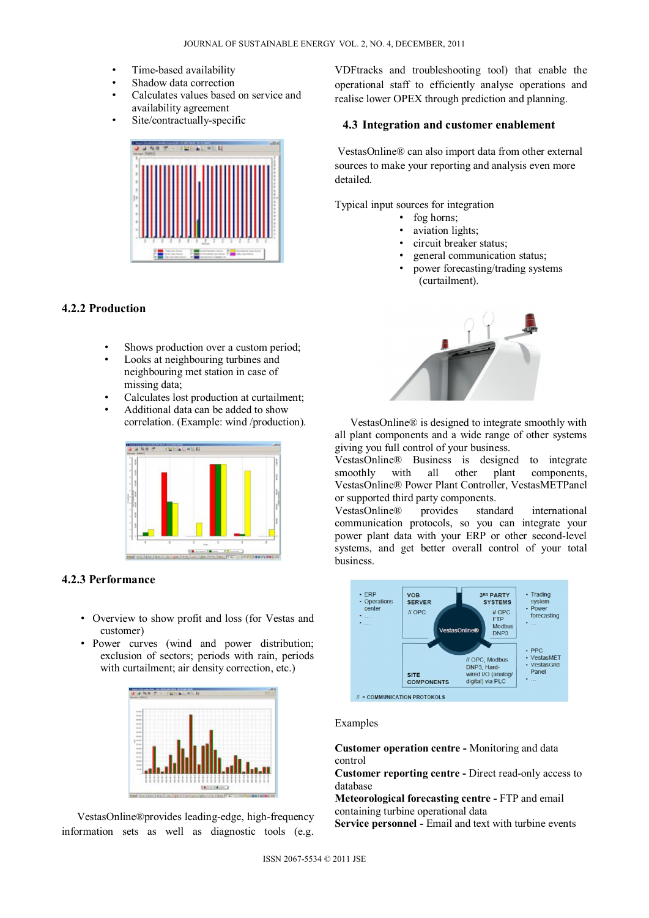- Time-based availability
- Shadow data correction
- Calculates values based on service and availability agreement
- Site/contractually-specific

#### 4.2.2 Production

- Shows production over a custom period;
- Looks at neighbouring turbines and neighbouring met station in case of missing data;
- Calculates lost production at curtailment;
- Additional data can be added to show correlation. (Example: wind /production).

#### 4.2.3 Performance

- Overview to show profit and loss (for Vestas and customer)
- Power curves (wind and power distribution; exclusion of sectors; periods with rain, periods with curtailment; air density correction, etc.)

VestasOnline®provides leading-edge, high-frequency information sets as well as diagnostic tools (e.g. VDFtracks and troubleshooting tool) that enable the operational staff to efficiently analyse operations and realise lower OPEX through prediction and planning.

### 4.3 Integration and customer enablement

VestasOnline® can also import data from other external sources to make your reporting and analysis even more detailed.

Typical input sources for integration

- fog horns;
- aviation lights;
- circuit breaker status;
- general communication status;
- power forecasting/trading systems (curtailment).

VestasOnline® is designed to integrate smoothly with all plant components and a wide range of other systems giving you full control of your business.
VestasOnline® Business is designed to integrate smoothly with all other plant components, VestasOnline® Power Plant Controller, VestasMETPanel or supported third party components.
VestasOnline® provides standard international communication protocols, so you can integrate your power plant data with your ERP or other second-level systems, and get better overall control of your total business.

Examples

**Customer operation centre -** Monitoring and data control
**Customer reporting centre -** Direct read-only access to database
**Meteorological forecasting centre -** FTP and email containing turbine operational data
**Service personnel -** Email and text with turbine events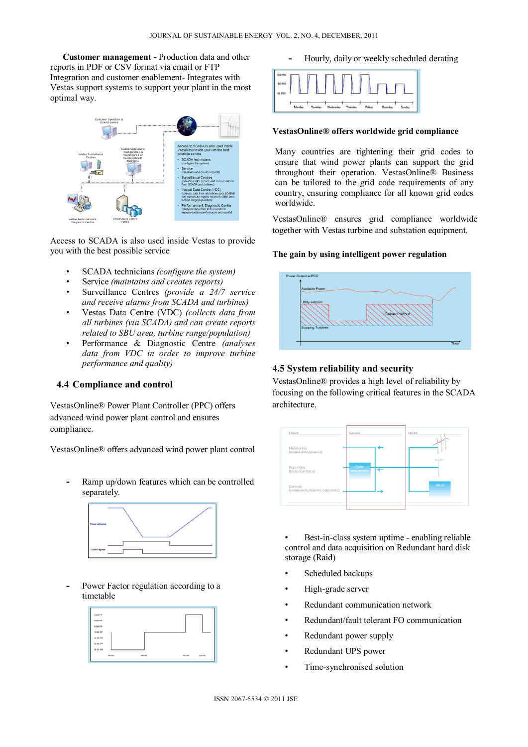**Customer management -** Production data and other reports in PDF or CSV format via email or FTP Integration and customer enablement- Integrates with Vestas support systems to support your plant in the most optimal way.

Access to SCADA is also used inside Vestas to provide you with the best possible service

- SCADA technicians *(configure the system)*
- Service *(maintains and creates reports)*
- Surveillance Centres *(provide a 24/7 service and receive alarms from SCADA and turbines)*
- Vestas Data Centre (VDC) *(collects data from all turbines (via SCADA) and can create reports related to SBU area, turbine range/population)*
- Performance & Diagnostic Centre *(analyses data from VDC in order to improve turbine performance and quality)*

## 4.4 Compliance and control

VestasOnline® Power Plant Controller (PPC) offers advanced wind power plant control and ensures compliance.

VestasOnline® offers advanced wind power plant control

- Ramp up/down features which can be controlled separately.

- Power Factor regulation according to a timetable

- Hourly, daily or weekly scheduled derating

**VestasOnline® offers worldwide grid compliance**

Many countries are tightening their grid codes to ensure that wind power plants can support the grid throughout their operation. VestasOnline® Business can be tailored to the grid code requirements of any country, ensuring compliance for all known grid codes worldwide.

VestasOnline® ensures grid compliance worldwide together with Vestas turbine and substation equipment.

**The gain by using intelligent power regulation**

## 4.5 System reliability and security

VestasOnline® provides a high level of reliability by focusing on the following critical features in the SCADA architecture.

- Best-in-class system uptime - enabling reliable control and data acquisition on Redundant hard disk storage (Raid)
- Scheduled backups
- High-grade server
- Redundant communication network
- Redundant/fault tolerant FO communication
- Redundant power supply
- Redundant UPS power
- Time-synchronised solution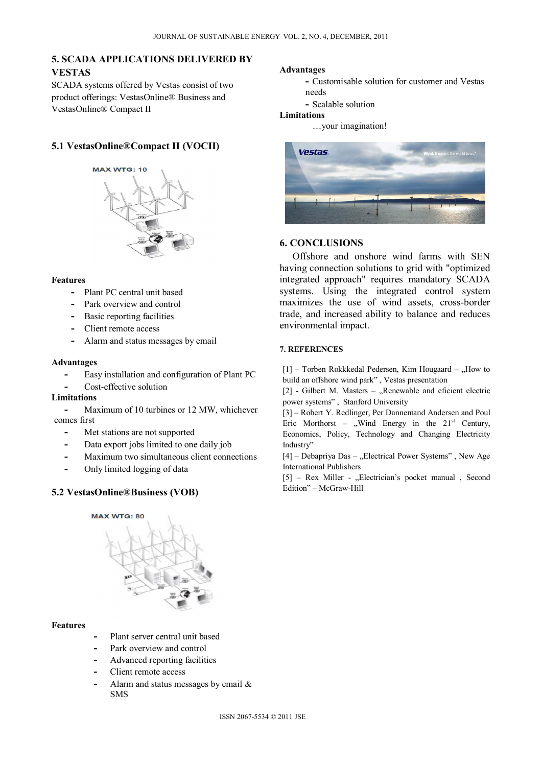## 5. SCADA APPLICATIONS DELIVERED BY VESTAS

SCADA systems offered by Vestas consist of two product offerings: VestasOnline® Business and VestasOnline® Compact II

### 5.1 VestasOnline®Compact II (VOCII)

MAX WTG: 10

**Features**

- Plant PC central unit based
- Park overview and control
- Basic reporting facilities
- Client remote access
- Alarm and status messages by email

**Advantages**

- Easy installation and configuration of Plant PC
- Cost-effective solution

**Limitations**

- Maximum of 10 turbines or 12 MW, whichever comes first
- Met stations are not supported
- Data export jobs limited to one daily job
- Maximum two simultaneous client connections
- Only limited logging of data

### 5.2 VestasOnline®Business (VOB)

MAX WTG: 80

**Features**

- Plant server central unit based
- Park overview and control
- Advanced reporting facilities
- Client remote access
- Alarm and status messages by email & SMS

**Advantages**

- Customisable solution for customer and Vestas needs
- Scalable solution

**Limitations**

…your imagination!

## 6. CONCLUSIONS

Offshore and onshore wind farms with SEN having connection solutions to grid with "optimized integrated approach" requires mandatory SCADA systems. Using the integrated control system maximizes the use of wind assets, cross-border trade, and increased ability to balance and reduces environmental impact.

## 7. REFERENCES

[1] – Torben Rokkkedal Pedersen, Kim Hougaard – „How to build an offshore wind park" , Vestas presentation

[2] - Gilbert M. Masters – „Renewable and eficient electric power systems" , Stanford University

[3] – Robert Y. Redlinger, Per Dannemand Andersen and Poul Eric Morthorst – „Wind Energy in the 21st Century, Economics, Policy, Technology and Changing Electricity Industry"

[4] – Debapriya Das – „Electrical Power Systems" , New Age International Publishers

[5] – Rex Miller - „Electrician's pocket manual , Second Edition" – McGraw-Hill